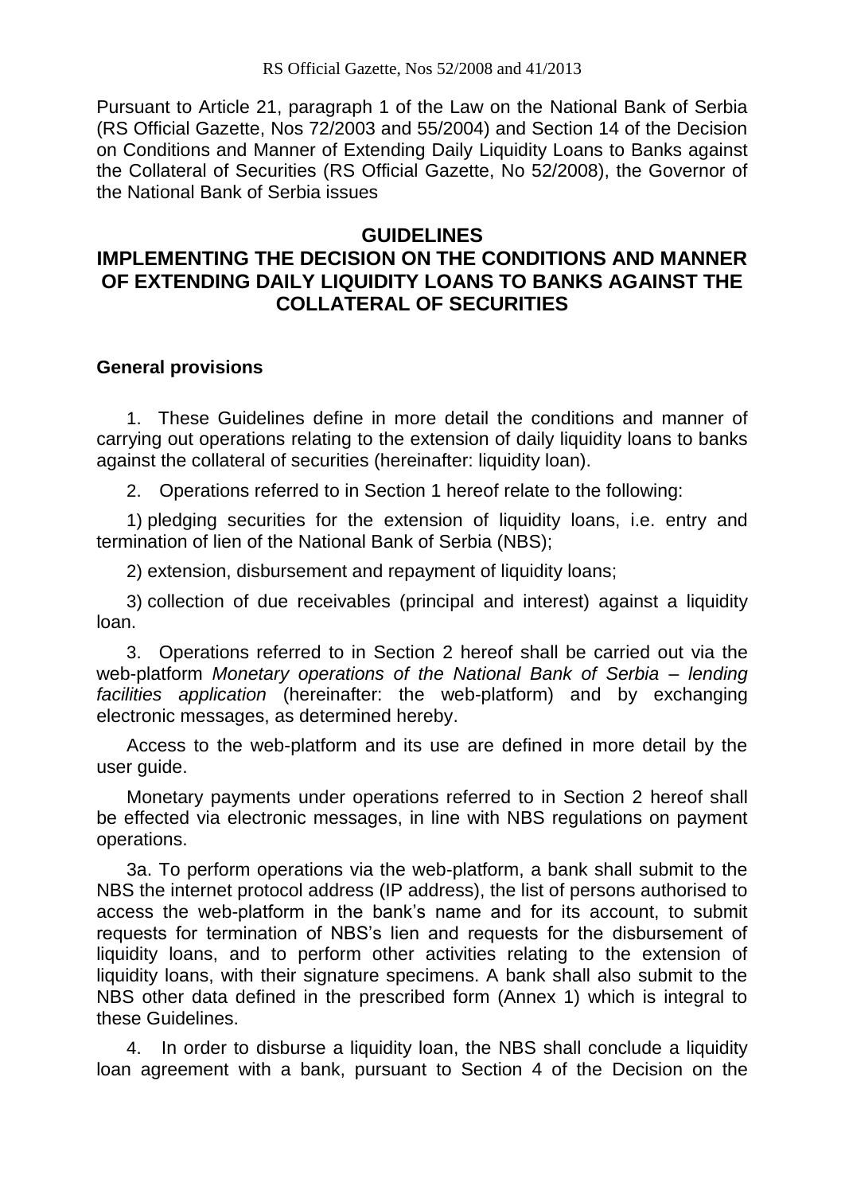RS Official Gazette, Nos 52/2008 and 41/2013

Pursuant to Article 21, paragraph 1 of the Law on the National Bank of Serbia (RS Official Gazette, Nos 72/2003 and 55/2004) and Section 14 of the Decision on Conditions and Manner of Extending Daily Liquidity Loans to Banks against the Collateral of Securities (RS Official Gazette, No 52/2008), the Governor of the National Bank of Serbia issues

# GUIDELINES
# IMPLEMENTING THE DECISION ON THE CONDITIONS AND MANNER OF EXTENDING DAILY LIQUIDITY LOANS TO BANKS AGAINST THE COLLATERAL OF SECURITIES

## General provisions

1. These Guidelines define in more detail the conditions and manner of carrying out operations relating to the extension of daily liquidity loans to banks against the collateral of securities (hereinafter: liquidity loan).

2. Operations referred to in Section 1 hereof relate to the following:

1) pledging securities for the extension of liquidity loans, i.e. entry and termination of lien of the National Bank of Serbia (NBS);

2) extension, disbursement and repayment of liquidity loans;

3) collection of due receivables (principal and interest) against a liquidity loan.

3. Operations referred to in Section 2 hereof shall be carried out via the web-platform *Monetary operations of the National Bank of Serbia – lending facilities application* (hereinafter: the web-platform) and by exchanging electronic messages, as determined hereby.

Access to the web-platform and its use are defined in more detail by the user guide.

Monetary payments under operations referred to in Section 2 hereof shall be effected via electronic messages, in line with NBS regulations on payment operations.

3a. To perform operations via the web-platform, a bank shall submit to the NBS the internet protocol address (IP address), the list of persons authorised to access the web-platform in the bank's name and for its account, to submit requests for termination of NBS's lien and requests for the disbursement of liquidity loans, and to perform other activities relating to the extension of liquidity loans, with their signature specimens. A bank shall also submit to the NBS other data defined in the prescribed form (Annex 1) which is integral to these Guidelines.

4. In order to disburse a liquidity loan, the NBS shall conclude a liquidity loan agreement with a bank, pursuant to Section 4 of the Decision on the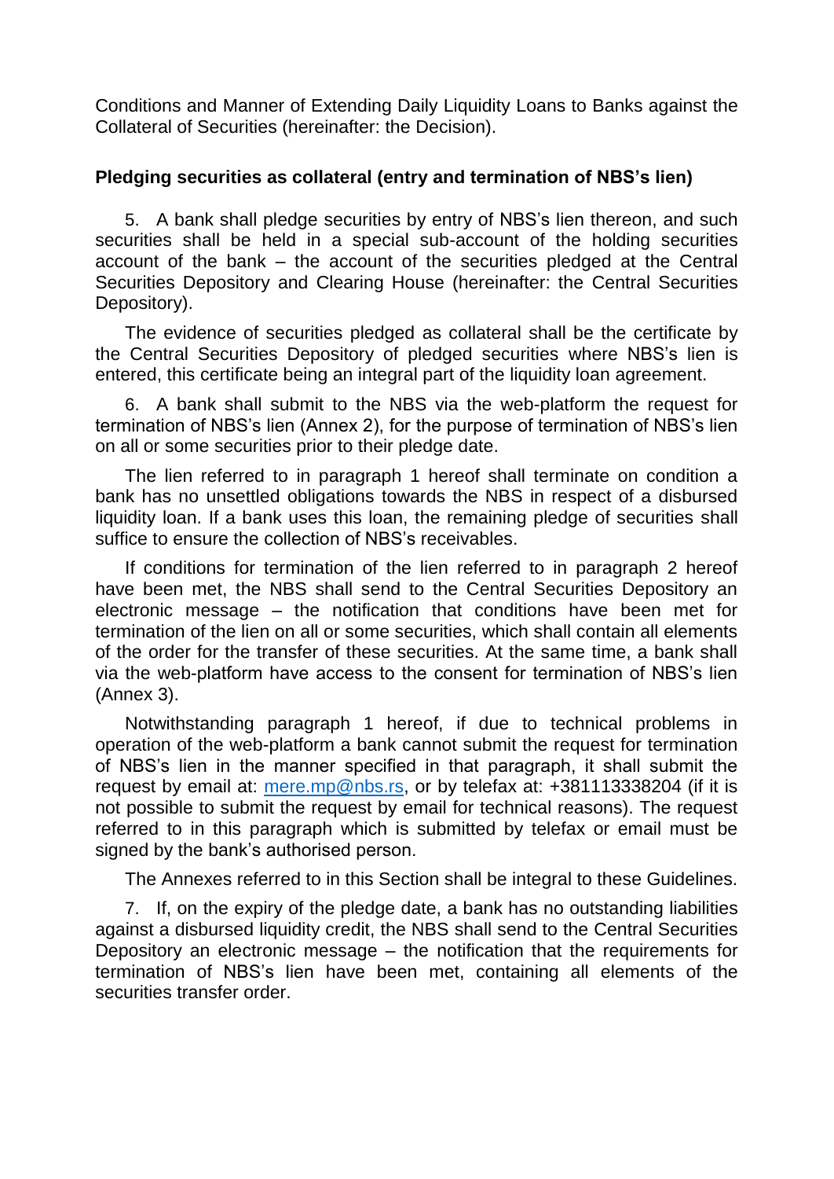Conditions and Manner of Extending Daily Liquidity Loans to Banks against the Collateral of Securities (hereinafter: the Decision).

**Pledging securities as collateral (entry and termination of NBS's lien)**

5. A bank shall pledge securities by entry of NBS's lien thereon, and such securities shall be held in a special sub-account of the holding securities account of the bank – the account of the securities pledged at the Central Securities Depository and Clearing House (hereinafter: the Central Securities Depository).

The evidence of securities pledged as collateral shall be the certificate by the Central Securities Depository of pledged securities where NBS's lien is entered, this certificate being an integral part of the liquidity loan agreement.

6. A bank shall submit to the NBS via the web-platform the request for termination of NBS's lien (Annex 2), for the purpose of termination of NBS's lien on all or some securities prior to their pledge date.

The lien referred to in paragraph 1 hereof shall terminate on condition a bank has no unsettled obligations towards the NBS in respect of a disbursed liquidity loan. If a bank uses this loan, the remaining pledge of securities shall suffice to ensure the collection of NBS's receivables.

If conditions for termination of the lien referred to in paragraph 2 hereof have been met, the NBS shall send to the Central Securities Depository an electronic message – the notification that conditions have been met for termination of the lien on all or some securities, which shall contain all elements of the order for the transfer of these securities. At the same time, a bank shall via the web-platform have access to the consent for termination of NBS's lien (Annex 3).

Notwithstanding paragraph 1 hereof, if due to technical problems in operation of the web-platform a bank cannot submit the request for termination of NBS's lien in the manner specified in that paragraph, it shall submit the request by email at: mere.mp@nbs.rs, or by telefax at: +381113338204 (if it is not possible to submit the request by email for technical reasons). The request referred to in this paragraph which is submitted by telefax or email must be signed by the bank's authorised person.

The Annexes referred to in this Section shall be integral to these Guidelines.

7. If, on the expiry of the pledge date, a bank has no outstanding liabilities against a disbursed liquidity credit, the NBS shall send to the Central Securities Depository an electronic message – the notification that the requirements for termination of NBS's lien have been met, containing all elements of the securities transfer order.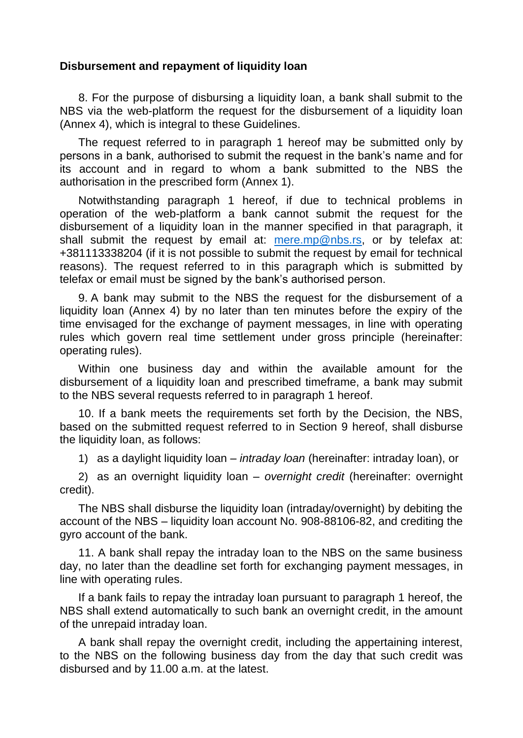**Disbursement and repayment of liquidity loan**

8. For the purpose of disbursing a liquidity loan, a bank shall submit to the NBS via the web-platform the request for the disbursement of a liquidity loan (Annex 4), which is integral to these Guidelines.

The request referred to in paragraph 1 hereof may be submitted only by persons in a bank, authorised to submit the request in the bank's name and for its account and in regard to whom a bank submitted to the NBS the authorisation in the prescribed form (Annex 1).

Notwithstanding paragraph 1 hereof, if due to technical problems in operation of the web-platform a bank cannot submit the request for the disbursement of a liquidity loan in the manner specified in that paragraph, it shall submit the request by email at: mere.mp@nbs.rs, or by telefax at: +381113338204 (if it is not possible to submit the request by email for technical reasons). The request referred to in this paragraph which is submitted by telefax or email must be signed by the bank's authorised person.

9. A bank may submit to the NBS the request for the disbursement of a liquidity loan (Annex 4) by no later than ten minutes before the expiry of the time envisaged for the exchange of payment messages, in line with operating rules which govern real time settlement under gross principle (hereinafter: operating rules).

Within one business day and within the available amount for the disbursement of a liquidity loan and prescribed timeframe, a bank may submit to the NBS several requests referred to in paragraph 1 hereof.

10. If a bank meets the requirements set forth by the Decision, the NBS, based on the submitted request referred to in Section 9 hereof, shall disburse the liquidity loan, as follows:

1) as a daylight liquidity loan – *intraday loan* (hereinafter: intraday loan), or

2) as an overnight liquidity loan – *overnight credit* (hereinafter: overnight credit).

The NBS shall disburse the liquidity loan (intraday/overnight) by debiting the account of the NBS – liquidity loan account No. 908-88106-82, and crediting the gyro account of the bank.

11. A bank shall repay the intraday loan to the NBS on the same business day, no later than the deadline set forth for exchanging payment messages, in line with operating rules.

If a bank fails to repay the intraday loan pursuant to paragraph 1 hereof, the NBS shall extend automatically to such bank an overnight credit, in the amount of the unrepaid intraday loan.

A bank shall repay the overnight credit, including the appertaining interest, to the NBS on the following business day from the day that such credit was disbursed and by 11.00 a.m. at the latest.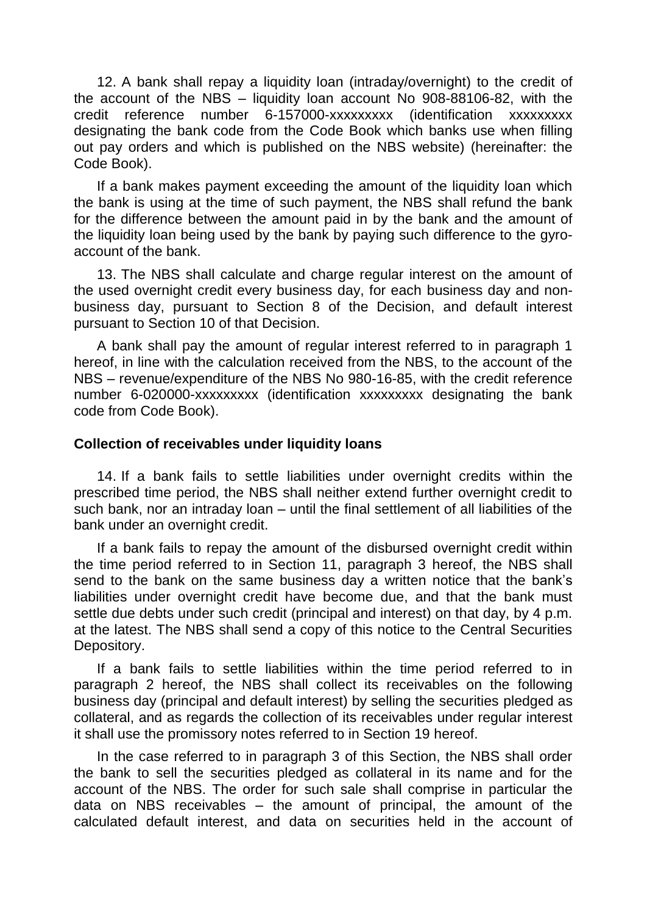12. A bank shall repay a liquidity loan (intraday/overnight) to the credit of the account of the NBS – liquidity loan account No 908-88106-82, with the credit reference number 6-157000-xxxxxxxxx (identification xxxxxxxxx designating the bank code from the Code Book which banks use when filling out pay orders and which is published on the NBS website) (hereinafter: the Code Book).

If a bank makes payment exceeding the amount of the liquidity loan which the bank is using at the time of such payment, the NBS shall refund the bank for the difference between the amount paid in by the bank and the amount of the liquidity loan being used by the bank by paying such difference to the gyro-account of the bank.

13. The NBS shall calculate and charge regular interest on the amount of the used overnight credit every business day, for each business day and non-business day, pursuant to Section 8 of the Decision, and default interest pursuant to Section 10 of that Decision.

A bank shall pay the amount of regular interest referred to in paragraph 1 hereof, in line with the calculation received from the NBS, to the account of the NBS – revenue/expenditure of the NBS No 980-16-85, with the credit reference number 6-020000-xxxxxxxxx (identification xxxxxxxxx designating the bank code from Code Book).

**Collection of receivables under liquidity loans**

14. If a bank fails to settle liabilities under overnight credits within the prescribed time period, the NBS shall neither extend further overnight credit to such bank, nor an intraday loan – until the final settlement of all liabilities of the bank under an overnight credit.

If a bank fails to repay the amount of the disbursed overnight credit within the time period referred to in Section 11, paragraph 3 hereof, the NBS shall send to the bank on the same business day a written notice that the bank's liabilities under overnight credit have become due, and that the bank must settle due debts under such credit (principal and interest) on that day, by 4 p.m. at the latest. The NBS shall send a copy of this notice to the Central Securities Depository.

If a bank fails to settle liabilities within the time period referred to in paragraph 2 hereof, the NBS shall collect its receivables on the following business day (principal and default interest) by selling the securities pledged as collateral, and as regards the collection of its receivables under regular interest it shall use the promissory notes referred to in Section 19 hereof.

In the case referred to in paragraph 3 of this Section, the NBS shall order the bank to sell the securities pledged as collateral in its name and for the account of the NBS. The order for such sale shall comprise in particular the data on NBS receivables – the amount of principal, the amount of the calculated default interest, and data on securities held in the account of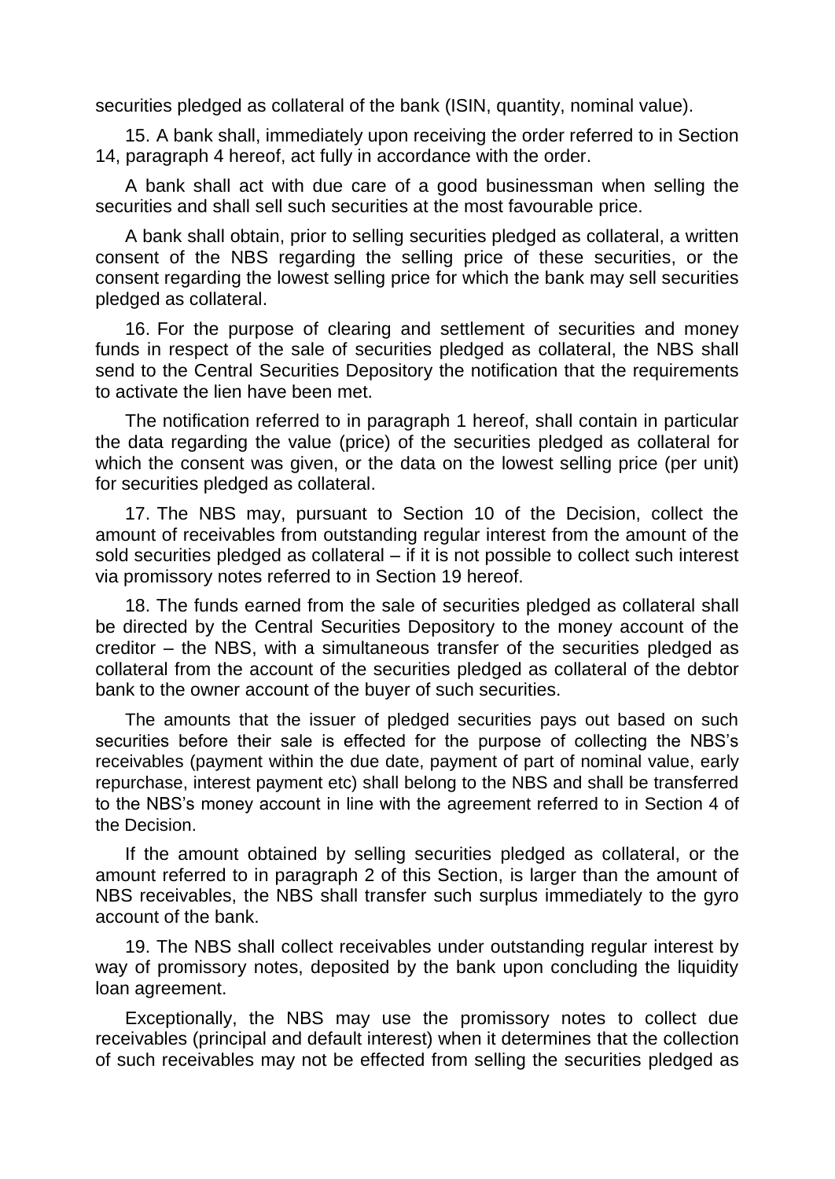securities pledged as collateral of the bank (ISIN, quantity, nominal value).

15. A bank shall, immediately upon receiving the order referred to in Section 14, paragraph 4 hereof, act fully in accordance with the order.

A bank shall act with due care of a good businessman when selling the securities and shall sell such securities at the most favourable price.

A bank shall obtain, prior to selling securities pledged as collateral, a written consent of the NBS regarding the selling price of these securities, or the consent regarding the lowest selling price for which the bank may sell securities pledged as collateral.

16. For the purpose of clearing and settlement of securities and money funds in respect of the sale of securities pledged as collateral, the NBS shall send to the Central Securities Depository the notification that the requirements to activate the lien have been met.

The notification referred to in paragraph 1 hereof, shall contain in particular the data regarding the value (price) of the securities pledged as collateral for which the consent was given, or the data on the lowest selling price (per unit) for securities pledged as collateral.

17. The NBS may, pursuant to Section 10 of the Decision, collect the amount of receivables from outstanding regular interest from the amount of the sold securities pledged as collateral – if it is not possible to collect such interest via promissory notes referred to in Section 19 hereof.

18. The funds earned from the sale of securities pledged as collateral shall be directed by the Central Securities Depository to the money account of the creditor – the NBS, with a simultaneous transfer of the securities pledged as collateral from the account of the securities pledged as collateral of the debtor bank to the owner account of the buyer of such securities.

The amounts that the issuer of pledged securities pays out based on such securities before their sale is effected for the purpose of collecting the NBS's receivables (payment within the due date, payment of part of nominal value, early repurchase, interest payment etc) shall belong to the NBS and shall be transferred to the NBS's money account in line with the agreement referred to in Section 4 of the Decision.

If the amount obtained by selling securities pledged as collateral, or the amount referred to in paragraph 2 of this Section, is larger than the amount of NBS receivables, the NBS shall transfer such surplus immediately to the gyro account of the bank.

19. The NBS shall collect receivables under outstanding regular interest by way of promissory notes, deposited by the bank upon concluding the liquidity loan agreement.

Exceptionally, the NBS may use the promissory notes to collect due receivables (principal and default interest) when it determines that the collection of such receivables may not be effected from selling the securities pledged as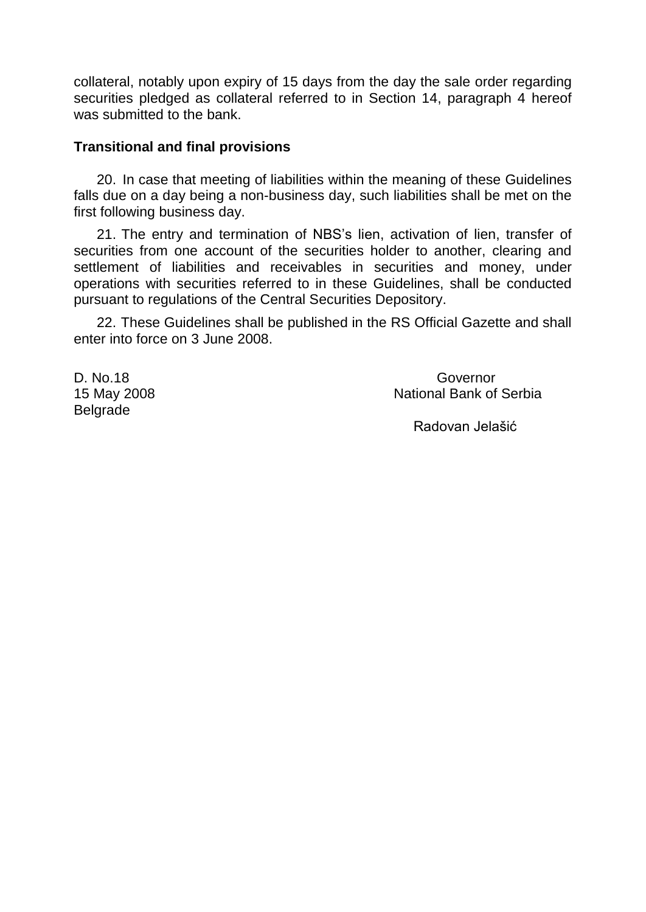collateral, notably upon expiry of 15 days from the day the sale order regarding securities pledged as collateral referred to in Section 14, paragraph 4 hereof was submitted to the bank.

**Transitional and final provisions**

20. In case that meeting of liabilities within the meaning of these Guidelines falls due on a day being a non-business day, such liabilities shall be met on the first following business day.

21. The entry and termination of NBS's lien, activation of lien, transfer of securities from one account of the securities holder to another, clearing and settlement of liabilities and receivables in securities and money, under operations with securities referred to in these Guidelines, shall be conducted pursuant to regulations of the Central Securities Depository.

22. These Guidelines shall be published in the RS Official Gazette and shall enter into force on 3 June 2008.

D. No.18
15 May 2008
Belgrade

Governor
National Bank of Serbia

Radovan Jelašić